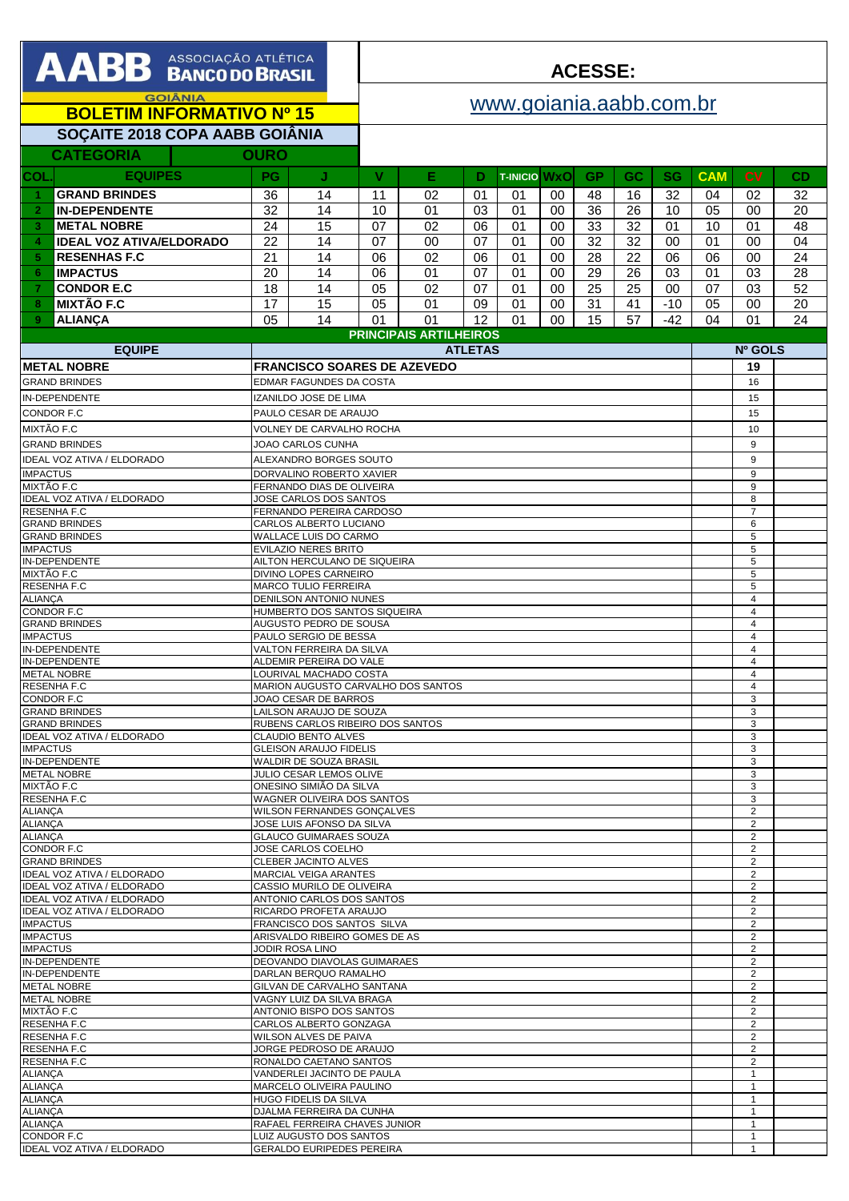**AABB** ASSOCIAÇÃO ATLÉTICA **BANCO DO BRASIL** GOIÂNIA

## BOLETIM INFORMATIVO Nº 15

**ACESSE:**

www.goiania.aabb.com.br

## SOÇAITE 2018 COPA AABB GOIÂNIA

| CATEGORIA | OURO |
|---|---|

| COL. | EQUIPES | PG | J | V | E | D | T-INICIO | WxO | GP | GC | SG | CAM | CV | CD |
|---|---|---|---|---|---|---|---|---|---|---|---|---|---|---|
| 1 | GRAND BRINDES | 36 | 14 | 11 | 02 | 01 | 01 | 00 | 48 | 16 | 32 | 04 | 02 | 32 |
| 2 | IN-DEPENDENTE | 32 | 14 | 10 | 01 | 03 | 01 | 00 | 36 | 26 | 10 | 05 | 00 | 20 |
| 3 | METAL NOBRE | 24 | 15 | 07 | 02 | 06 | 01 | 00 | 33 | 32 | 01 | 10 | 01 | 48 |
| 4 | IDEAL VOZ ATIVA/ELDORADO | 22 | 14 | 07 | 00 | 07 | 01 | 00 | 32 | 32 | 00 | 01 | 00 | 04 |
| 5 | RESENHAS F.C | 21 | 14 | 06 | 02 | 06 | 01 | 00 | 28 | 22 | 06 | 06 | 00 | 24 |
| 6 | IMPACTUS | 20 | 14 | 06 | 01 | 07 | 01 | 00 | 29 | 26 | 03 | 01 | 03 | 28 |
| 7 | CONDOR E.C | 18 | 14 | 05 | 02 | 07 | 01 | 00 | 25 | 25 | 00 | 07 | 03 | 52 |
| 8 | MIXTÃO F.C | 17 | 15 | 05 | 01 | 09 | 01 | 00 | 31 | 41 | -10 | 05 | 00 | 20 |
| 9 | ALIANÇA | 05 | 14 | 01 | 01 | 12 | 01 | 00 | 15 | 57 | -42 | 04 | 01 | 24 |

### PRINCIPAIS ARTILHEIROS

| EQUIPE | ATLETAS | Nº GOLS |
|---|---|---|
| METAL NOBRE | FRANCISCO SOARES DE AZEVEDO | 19 |
| GRAND BRINDES | EDMAR FAGUNDES DA COSTA | 16 |
| IN-DEPENDENTE | IZANILDO JOSE DE LIMA | 15 |
| CONDOR F.C | PAULO CESAR DE ARAUJO | 15 |
| MIXTÃO F.C | VOLNEY DE CARVALHO ROCHA | 10 |
| GRAND BRINDES | JOAO CARLOS CUNHA | 9 |
| IDEAL VOZ ATIVA / ELDORADO | ALEXANDRO BORGES SOUTO | 9 |
| IMPACTUS | DORVALINO ROBERTO XAVIER | 9 |
| MIXTÃO F.C | FERNANDO DIAS DE OLIVEIRA | 9 |
| IDEAL VOZ ATIVA / ELDORADO | JOSE CARLOS DOS SANTOS | 8 |
| RESENHA F.C | FERNANDO PEREIRA CARDOSO | 7 |
| GRAND BRINDES | CARLOS ALBERTO LUCIANO | 6 |
| GRAND BRINDES | WALLACE LUIS DO CARMO | 5 |
| IMPACTUS | EVILAZIO NERES BRITO | 5 |
| IN-DEPENDENTE | AILTON HERCULANO DE SIQUEIRA | 5 |
| MIXTÃO F.C | DIVINO LOPES CARNEIRO | 5 |
| RESENHA F.C | MARCO TULIO FERREIRA | 5 |
| ALIANÇA | DENILSON ANTONIO NUNES | 4 |
| CONDOR F.C | HUMBERTO DOS SANTOS SIQUEIRA | 4 |
| GRAND BRINDES | AUGUSTO PEDRO DE SOUSA | 4 |
| IMPACTUS | PAULO SERGIO DE BESSA | 4 |
| IN-DEPENDENTE | VALTON FERREIRA DA SILVA | 4 |
| IN-DEPENDENTE | ALDEMIR PEREIRA DO VALE | 4 |
| METAL NOBRE | LOURIVAL MACHADO COSTA | 4 |
| RESENHA F.C | MARION AUGUSTO CARVALHO DOS SANTOS | 4 |
| CONDOR F.C | JOAO CESAR DE BARROS | 3 |
| GRAND BRINDES | LAILSON ARAUJO DE SOUZA | 3 |
| GRAND BRINDES | RUBENS CARLOS RIBEIRO DOS SANTOS | 3 |
| IDEAL VOZ ATIVA / ELDORADO | CLAUDIO BENTO ALVES | 3 |
| IMPACTUS | GLEISON ARAUJO FIDELIS | 3 |
| IN-DEPENDENTE | WALDIR DE SOUZA BRASIL | 3 |
| METAL NOBRE | JULIO CESAR LEMOS OLIVE | 3 |
| MIXTÃO F.C | ONESINO SIMIÃO DA SILVA | 3 |
| RESENHA F.C | WAGNER OLIVEIRA DOS SANTOS | 3 |
| ALIANÇA | WILSON FERNANDES GONÇALVES | 2 |
| ALIANÇA | JOSE LUIS AFONSO DA SILVA | 2 |
| ALIANÇA | GLAUCO GUIMARAES SOUZA | 2 |
| CONDOR F.C | JOSE CARLOS COELHO | 2 |
| GRAND BRINDES | CLEBER JACINTO ALVES | 2 |
| IDEAL VOZ ATIVA / ELDORADO | MARCIAL VEIGA ARANTES | 2 |
| IDEAL VOZ ATIVA / ELDORADO | CASSIO MURILO DE OLIVEIRA | 2 |
| IDEAL VOZ ATIVA / ELDORADO | ANTONIO CARLOS DOS SANTOS | 2 |
| IDEAL VOZ ATIVA / ELDORADO | RICARDO PROFETA ARAUJO | 2 |
| IMPACTUS | FRANCISCO DOS SANTOS SILVA | 2 |
| IMPACTUS | ARISVALDO RIBEIRO GOMES DE AS | 2 |
| IMPACTUS | JODIR ROSA LINO | 2 |
| IN-DEPENDENTE | DEOVANDO DIAVOLAS GUIMARAES | 2 |
| IN-DEPENDENTE | DARLAN BERQUO RAMALHO | 2 |
| METAL NOBRE | GILVAN DE CARVALHO SANTANA | 2 |
| METAL NOBRE | VAGNY LUIZ DA SILVA BRAGA | 2 |
| MIXTÃO F.C | ANTONIO BISPO DOS SANTOS | 2 |
| RESENHA F.C | CARLOS ALBERTO GONZAGA | 2 |
| RESENHA F.C | WILSON ALVES DE PAIVA | 2 |
| RESENHA F.C | JORGE PEDROSO DE ARAUJO | 2 |
| RESENHA F.C | RONALDO CAETANO SANTOS | 2 |
| ALIANÇA | VANDERLEI JACINTO DE PAULA | 1 |
| ALIANÇA | MARCELO OLIVEIRA PAULINO | 1 |
| ALIANÇA | HUGO FIDELIS DA SILVA | 1 |
| ALIANÇA | DJALMA FERREIRA DA CUNHA | 1 |
| ALIANÇA | RAFAEL FERREIRA CHAVES JUNIOR | 1 |
| CONDOR F.C | LUIZ AUGUSTO DOS SANTOS | 1 |
| IDEAL VOZ ATIVA / ELDORADO | GERALDO EURIPEDES PEREIRA | 1 |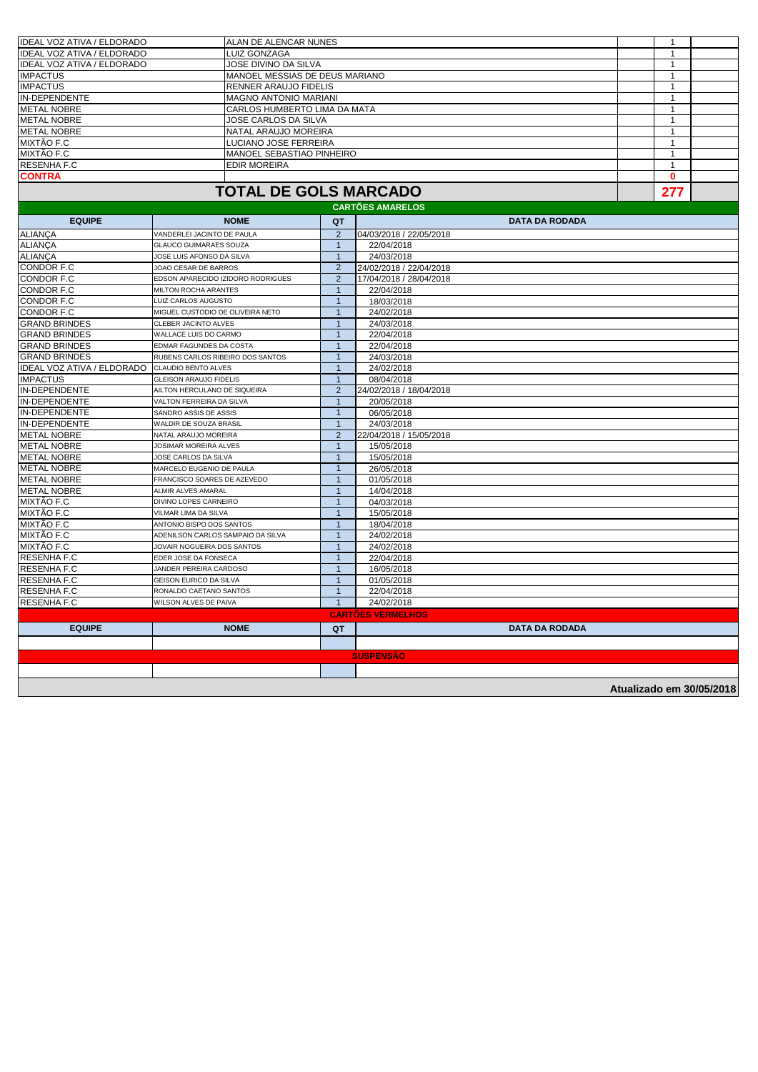| | | | |
|---|---|---|---|
| IDEAL VOZ ATIVA / ELDORADO | ALAN DE ALENCAR NUNES | 1 | |
| IDEAL VOZ ATIVA / ELDORADO | LUIZ GONZAGA | 1 | |
| IDEAL VOZ ATIVA / ELDORADO | JOSE DIVINO DA SILVA | 1 | |
| IMPACTUS | MANOEL MESSIAS DE DEUS MARIANO | 1 | |
| IMPACTUS | RENNER ARAUJO FIDELIS | 1 | |
| IN-DEPENDENTE | MAGNO ANTONIO MARIANI | 1 | |
| METAL NOBRE | CARLOS HUMBERTO LIMA DA MATA | 1 | |
| METAL NOBRE | JOSE CARLOS DA SILVA | 1 | |
| METAL NOBRE | NATAL ARAUJO MOREIRA | 1 | |
| MIXTÃO F.C | LUCIANO JOSE FERREIRA | 1 | |
| MIXTÃO F.C | MANOEL SEBASTIAO PINHEIRO | 1 | |
| RESENHA F.C | EDIR MOREIRA | 1 | |
| **CONTRA** | | **0** | |
| **TOTAL DE GOLS MARCADO** | | **277** | |

**CARTÕES AMARELOS**

| EQUIPE | NOME | QT | DATA DA RODADA |
|---|---|---|---|
| ALIANÇA | VANDERLEI JACINTO DE PAULA | 2 | 04/03/2018 / 22/05/2018 |
| ALIANÇA | GLAUCO GUIMARAES SOUZA | 1 | 22/04/2018 |
| ALIANÇA | JOSE LUIS AFONSO DA SILVA | 1 | 24/03/2018 |
| CONDOR F.C | JOAO CESAR DE BARROS | 2 | 24/02/2018 / 22/04/2018 |
| CONDOR F.C | EDSON APARECIDO IZIDORO RODRIGUES | 2 | 17/04/2018 / 28/04/2018 |
| CONDOR F.C | MILTON ROCHA ARANTES | 1 | 22/04/2018 |
| CONDOR F.C | LUIZ CARLOS AUGUSTO | 1 | 18/03/2018 |
| CONDOR F.C | MIGUEL CUSTODIO DE OLIVEIRA NETO | 1 | 24/02/2018 |
| GRAND BRINDES | CLEBER JACINTO ALVES | 1 | 24/03/2018 |
| GRAND BRINDES | WALLACE LUIS DO CARMO | 1 | 22/04/2018 |
| GRAND BRINDES | EDMAR FAGUNDES DA COSTA | 1 | 22/04/2018 |
| GRAND BRINDES | RUBENS CARLOS RIBEIRO DOS SANTOS | 1 | 24/03/2018 |
| IDEAL VOZ ATIVA / ELDORADO | CLAUDIO BENTO ALVES | 1 | 24/02/2018 |
| IMPACTUS | GLEISON ARAUJO FIDELIS | 1 | 08/04/2018 |
| IN-DEPENDENTE | AILTON HERCULANO DE SIQUEIRA | 2 | 24/02/2018 / 18/04/2018 |
| IN-DEPENDENTE | VALTON FERREIRA DA SILVA | 1 | 20/05/2018 |
| IN-DEPENDENTE | SANDRO ASSIS DE ASSIS | 1 | 06/05/2018 |
| IN-DEPENDENTE | WALDIR DE SOUZA BRASIL | 1 | 24/03/2018 |
| METAL NOBRE | NATAL ARAUJO MOREIRA | 2 | 22/04/2018 / 15/05/2018 |
| METAL NOBRE | JOSIMAR MOREIRA ALVES | 1 | 15/05/2018 |
| METAL NOBRE | JOSE CARLOS DA SILVA | 1 | 15/05/2018 |
| METAL NOBRE | MARCELO EUGENIO DE PAULA | 1 | 26/05/2018 |
| METAL NOBRE | FRANCISCO SOARES DE AZEVEDO | 1 | 01/05/2018 |
| METAL NOBRE | ALMIR ALVES AMARAL | 1 | 14/04/2018 |
| MIXTÃO F.C | DIVINO LOPES CARNEIRO | 1 | 04/03/2018 |
| MIXTÃO F.C | VILMAR LIMA DA SILVA | 1 | 15/05/2018 |
| MIXTÃO F.C | ANTONIO BISPO DOS SANTOS | 1 | 18/04/2018 |
| MIXTÃO F.C | ADENILSON CARLOS SAMPAIO DA SILVA | 1 | 24/02/2018 |
| MIXTÃO F.C | JOVAIR NOGUEIRA DOS SANTOS | 1 | 24/02/2018 |
| RESENHA F.C | EDER JOSE DA FONSECA | 1 | 22/04/2018 |
| RESENHA F.C | JANDER PEREIRA CARDOSO | 1 | 16/05/2018 |
| RESENHA F.C | GEISON EURICO DA SILVA | 1 | 01/05/2018 |
| RESENHA F.C | RONALDO CAETANO SANTOS | 1 | 22/04/2018 |
| RESENHA F.C | WILSON ALVES DE PAIVA | 1 | 24/02/2018 |

**CARTÕES VERMELHOS**

| EQUIPE | NOME | QT | DATA DA RODADA |
|---|---|---|---|
| | | | |

**SUSPENSÃO**

| | | | |
|---|---|---|---|
| | | | |

**Atualizado em 30/05/2018**